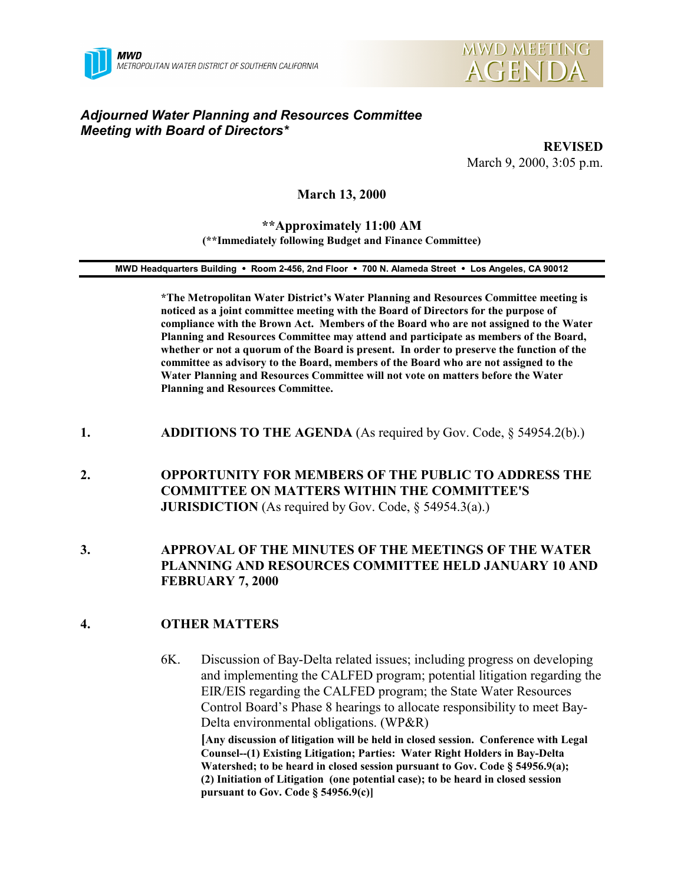MWD
METROPOLITAN WATER DISTRICT OF SOUTHERN CALIFORNIA

MWD MEETING AGENDA

***Adjourned Water Planning and Resources Committee Meeting with Board of Directors****

**REVISED**
March 9, 2000, 3:05 p.m.

**March 13, 2000**

****Approximately 11:00 AM**
**(**Immediately following Budget and Finance Committee)**

**MWD Headquarters Building • Room 2-456, 2nd Floor • 700 N. Alameda Street • Los Angeles, CA 90012**

***The Metropolitan Water District's Water Planning and Resources Committee meeting is noticed as a joint committee meeting with the Board of Directors for the purpose of compliance with the Brown Act. Members of the Board who are not assigned to the Water Planning and Resources Committee may attend and participate as members of the Board, whether or not a quorum of the Board is present. In order to preserve the function of the committee as advisory to the Board, members of the Board who are not assigned to the Water Planning and Resources Committee will not vote on matters before the Water Planning and Resources Committee.**

1. **ADDITIONS TO THE AGENDA** (As required by Gov. Code, § 54954.2(b).)

2. **OPPORTUNITY FOR MEMBERS OF THE PUBLIC TO ADDRESS THE COMMITTEE ON MATTERS WITHIN THE COMMITTEE'S JURISDICTION** (As required by Gov. Code, § 54954.3(a).)

3. **APPROVAL OF THE MINUTES OF THE MEETINGS OF THE WATER PLANNING AND RESOURCES COMMITTEE HELD JANUARY 10 AND FEBRUARY 7, 2000**

4. **OTHER MATTERS**

   6K. Discussion of Bay-Delta related issues; including progress on developing and implementing the CALFED program; potential litigation regarding the EIR/EIS regarding the CALFED program; the State Water Resources Control Board's Phase 8 hearings to allocate responsibility to meet Bay-Delta environmental obligations. (WP&R)

   **[Any discussion of litigation will be held in closed session. Conference with Legal Counsel--(1) Existing Litigation; Parties: Water Right Holders in Bay-Delta Watershed; to be heard in closed session pursuant to Gov. Code § 54956.9(a); (2) Initiation of Litigation (one potential case); to be heard in closed session pursuant to Gov. Code § 54956.9(c)]**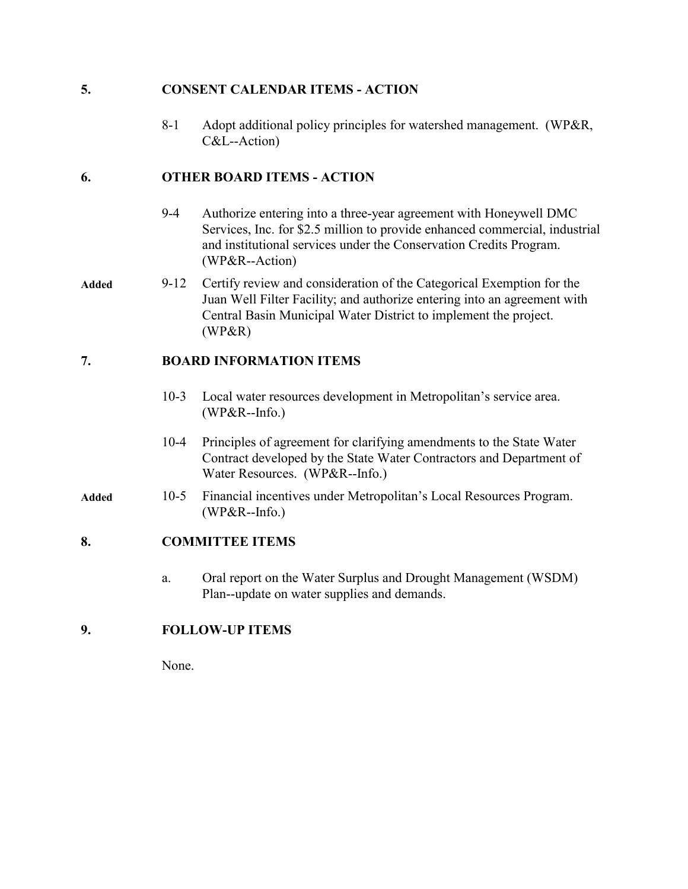**5. CONSENT CALENDAR ITEMS - ACTION**

8-1 Adopt additional policy principles for watershed management. (WP&R, C&L--Action)

**6. OTHER BOARD ITEMS - ACTION**

9-4 Authorize entering into a three-year agreement with Honeywell DMC Services, Inc. for $2.5 million to provide enhanced commercial, industrial and institutional services under the Conservation Credits Program. (WP&R--Action)

**Added** 9-12 Certify review and consideration of the Categorical Exemption for the Juan Well Filter Facility; and authorize entering into an agreement with Central Basin Municipal Water District to implement the project. (WP&R)

**7. BOARD INFORMATION ITEMS**

10-3 Local water resources development in Metropolitan's service area. (WP&R--Info.)

10-4 Principles of agreement for clarifying amendments to the State Water Contract developed by the State Water Contractors and Department of Water Resources. (WP&R--Info.)

**Added** 10-5 Financial incentives under Metropolitan's Local Resources Program. (WP&R--Info.)

**8. COMMITTEE ITEMS**

a. Oral report on the Water Surplus and Drought Management (WSDM) Plan--update on water supplies and demands.

**9. FOLLOW-UP ITEMS**

None.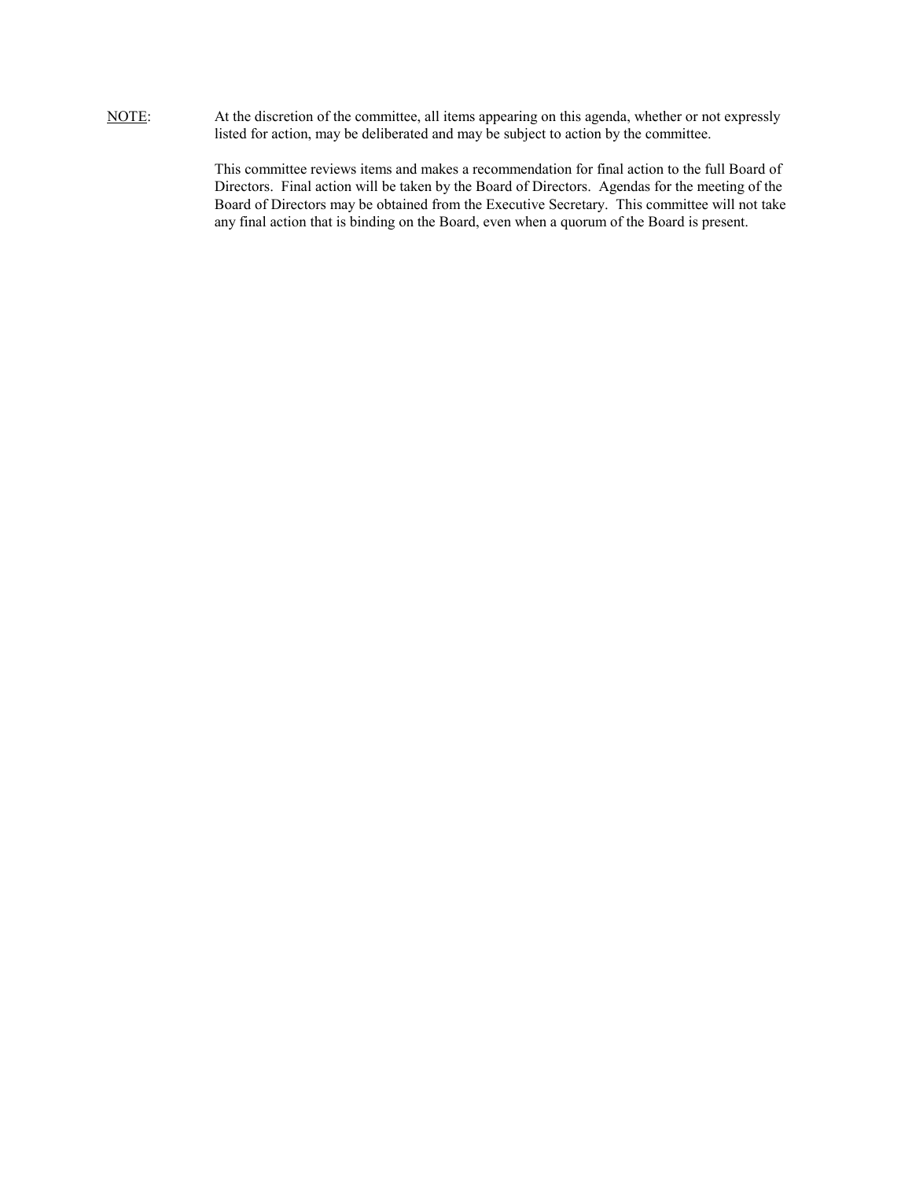NOTE: At the discretion of the committee, all items appearing on this agenda, whether or not expressly listed for action, may be deliberated and may be subject to action by the committee.

This committee reviews items and makes a recommendation for final action to the full Board of Directors. Final action will be taken by the Board of Directors. Agendas for the meeting of the Board of Directors may be obtained from the Executive Secretary. This committee will not take any final action that is binding on the Board, even when a quorum of the Board is present.